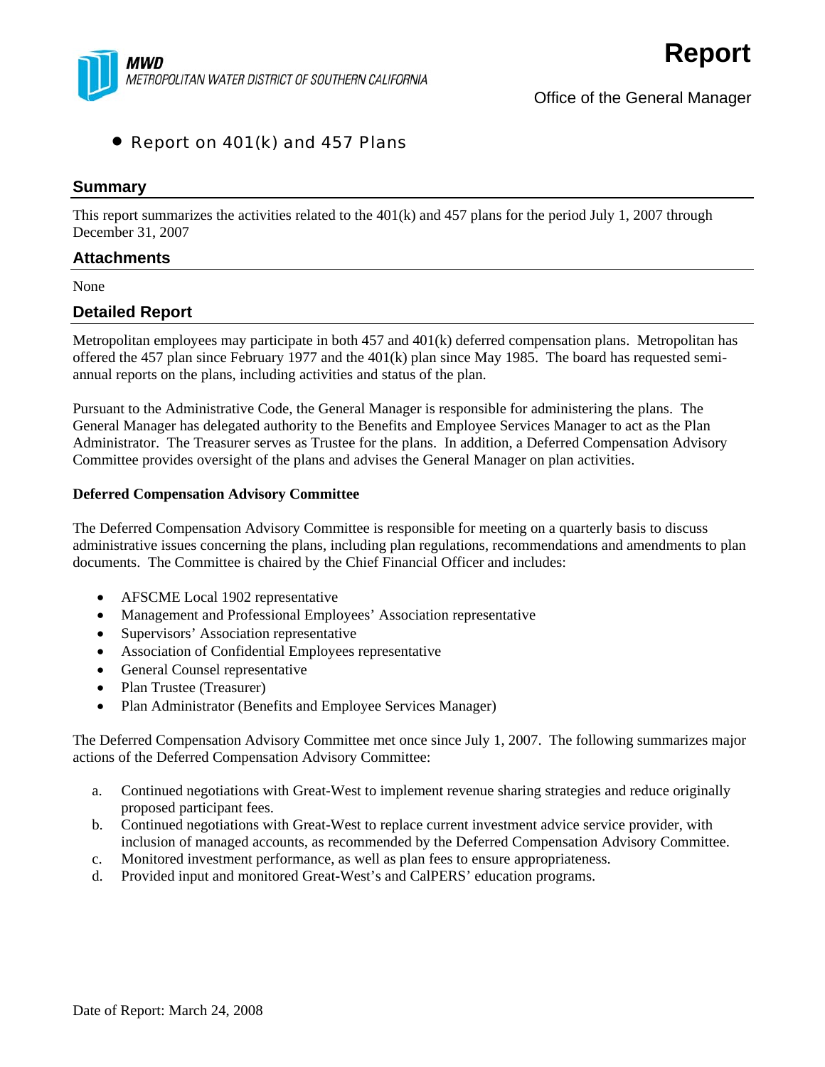MWD
METROPOLITAN WATER DISTRICT OF SOUTHERN CALIFORNIA

# Report

Office of the General Manager

- Report on 401(k) and 457 Plans

## Summary

This report summarizes the activities related to the 401(k) and 457 plans for the period July 1, 2007 through December 31, 2007

## Attachments

None

## Detailed Report

Metropolitan employees may participate in both 457 and 401(k) deferred compensation plans. Metropolitan has offered the 457 plan since February 1977 and the 401(k) plan since May 1985. The board has requested semi-annual reports on the plans, including activities and status of the plan.

Pursuant to the Administrative Code, the General Manager is responsible for administering the plans. The General Manager has delegated authority to the Benefits and Employee Services Manager to act as the Plan Administrator. The Treasurer serves as Trustee for the plans. In addition, a Deferred Compensation Advisory Committee provides oversight of the plans and advises the General Manager on plan activities.

**Deferred Compensation Advisory Committee**

The Deferred Compensation Advisory Committee is responsible for meeting on a quarterly basis to discuss administrative issues concerning the plans, including plan regulations, recommendations and amendments to plan documents. The Committee is chaired by the Chief Financial Officer and includes:

- AFSCME Local 1902 representative
- Management and Professional Employees' Association representative
- Supervisors' Association representative
- Association of Confidential Employees representative
- General Counsel representative
- Plan Trustee (Treasurer)
- Plan Administrator (Benefits and Employee Services Manager)

The Deferred Compensation Advisory Committee met once since July 1, 2007. The following summarizes major actions of the Deferred Compensation Advisory Committee:

a. Continued negotiations with Great-West to implement revenue sharing strategies and reduce originally proposed participant fees.
b. Continued negotiations with Great-West to replace current investment advice service provider, with inclusion of managed accounts, as recommended by the Deferred Compensation Advisory Committee.
c. Monitored investment performance, as well as plan fees to ensure appropriateness.
d. Provided input and monitored Great-West's and CalPERS' education programs.

Date of Report: March 24, 2008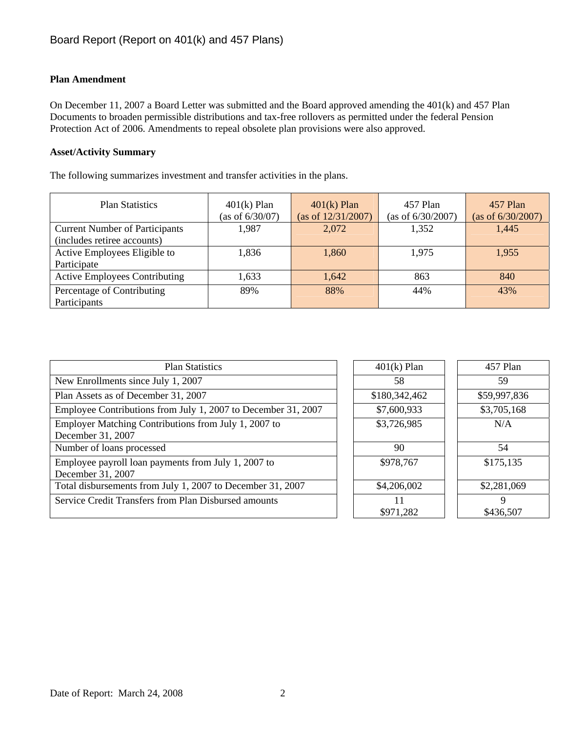Board Report (Report on 401(k) and 457 Plans)

**Plan Amendment**

On December 11, 2007 a Board Letter was submitted and the Board approved amending the 401(k) and 457 Plan Documents to broaden permissible distributions and tax-free rollovers as permitted under the federal Pension Protection Act of 2006. Amendments to repeal obsolete plan provisions were also approved.

**Asset/Activity Summary**

The following summarizes investment and transfer activities in the plans.

| Plan Statistics | 401(k) Plan (as of 6/30/07) | 401(k) Plan (as of 12/31/2007) | 457 Plan (as of 6/30/2007) | 457 Plan (as of 6/30/2007) |
|---|---|---|---|---|
| Current Number of Participants (includes retiree accounts) | 1,987 | 2,072 | 1,352 | 1,445 |
| Active Employees Eligible to Participate | 1,836 | 1,860 | 1,975 | 1,955 |
| Active Employees Contributing | 1,633 | 1,642 | 863 | 840 |
| Percentage of Contributing Participants | 89% | 88% | 44% | 43% |

| Plan Statistics | 401(k) Plan | 457 Plan |
|---|---|---|
| New Enrollments since July 1, 2007 | 58 | 59 |
| Plan Assets as of December 31, 2007 | $180,342,462 | $59,997,836 |
| Employee Contributions from July 1, 2007 to December 31, 2007 | $7,600,933 | $3,705,168 |
| Employer Matching Contributions from July 1, 2007 to December 31, 2007 | $3,726,985 | N/A |
| Number of loans processed | 90 | 54 |
| Employee payroll loan payments from July 1, 2007 to December 31, 2007 | $978,767 | $175,135 |
| Total disbursements from July 1, 2007 to December 31, 2007 | $4,206,002 | $2,281,069 |
| Service Credit Transfers from Plan Disbursed amounts | 11<br>$971,282 | 9<br>$436,507 |

Date of Report: March 24, 2008